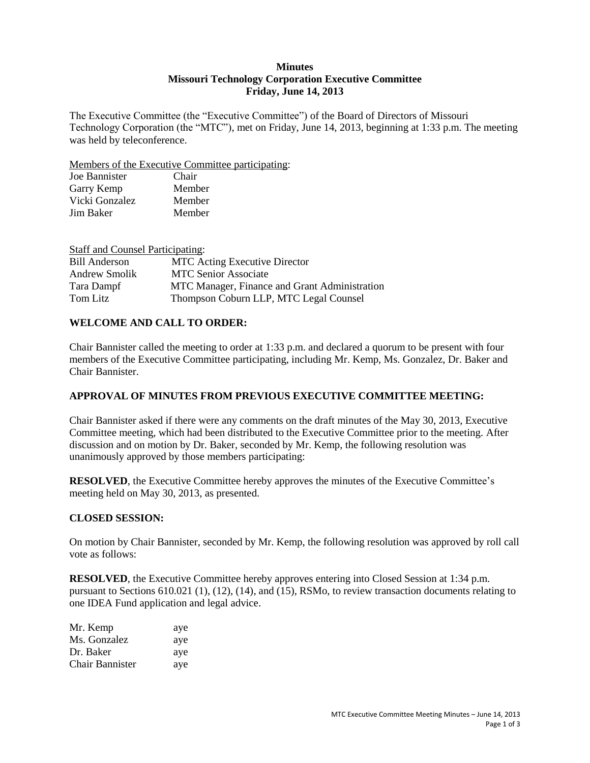**Minutes**
**Missouri Technology Corporation Executive Committee**
**Friday, June 14, 2013**

The Executive Committee (the "Executive Committee") of the Board of Directors of Missouri Technology Corporation (the "MTC"), met on Friday, June 14, 2013, beginning at 1:33 p.m. The meeting was held by teleconference.

Members of the Executive Committee participating:

| | |
|---|---|
| Joe Bannister | Chair |
| Garry Kemp | Member |
| Vicki Gonzalez | Member |
| Jim Baker | Member |

Staff and Counsel Participating:

| | |
|---|---|
| Bill Anderson | MTC Acting Executive Director |
| Andrew Smolik | MTC Senior Associate |
| Tara Dampf | MTC Manager, Finance and Grant Administration |
| Tom Litz | Thompson Coburn LLP, MTC Legal Counsel |

## WELCOME AND CALL TO ORDER:

Chair Bannister called the meeting to order at 1:33 p.m. and declared a quorum to be present with four members of the Executive Committee participating, including Mr. Kemp, Ms. Gonzalez, Dr. Baker and Chair Bannister.

## APPROVAL OF MINUTES FROM PREVIOUS EXECUTIVE COMMITTEE MEETING:

Chair Bannister asked if there were any comments on the draft minutes of the May 30, 2013, Executive Committee meeting, which had been distributed to the Executive Committee prior to the meeting. After discussion and on motion by Dr. Baker, seconded by Mr. Kemp, the following resolution was unanimously approved by those members participating:

**RESOLVED**, the Executive Committee hereby approves the minutes of the Executive Committee's meeting held on May 30, 2013, as presented.

## CLOSED SESSION:

On motion by Chair Bannister, seconded by Mr. Kemp, the following resolution was approved by roll call vote as follows:

**RESOLVED**, the Executive Committee hereby approves entering into Closed Session at 1:34 p.m. pursuant to Sections 610.021 (1), (12), (14), and (15), RSMo, to review transaction documents relating to one IDEA Fund application and legal advice.

| | |
|---|---|
| Mr. Kemp | aye |
| Ms. Gonzalez | aye |
| Dr. Baker | aye |
| Chair Bannister | aye |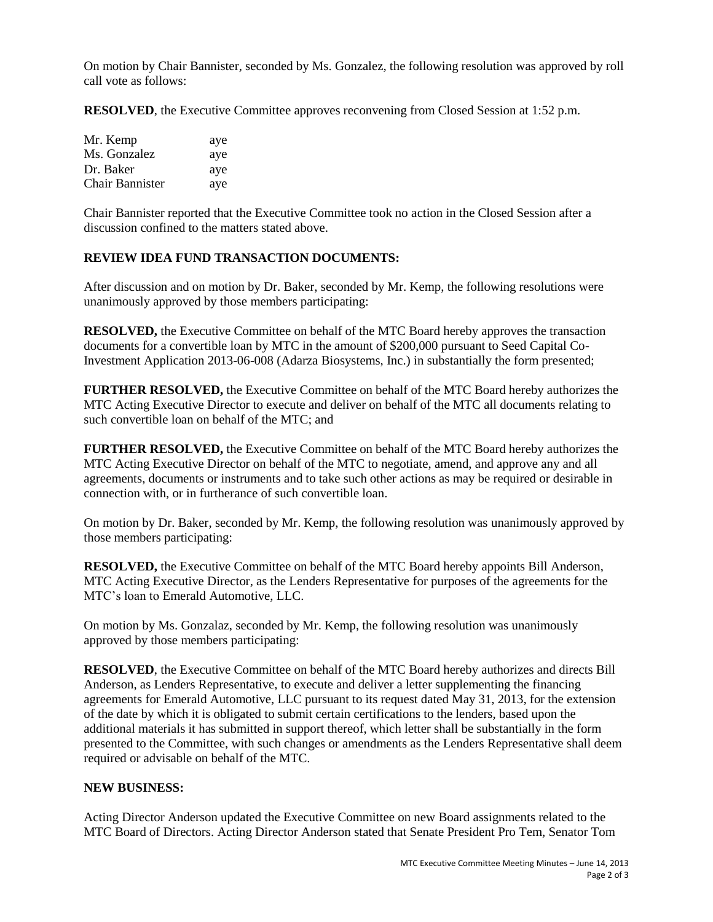On motion by Chair Bannister, seconded by Ms. Gonzalez, the following resolution was approved by roll call vote as follows:

**RESOLVED**, the Executive Committee approves reconvening from Closed Session at 1:52 p.m.

| | |
|---|---|
| Mr. Kemp | aye |
| Ms. Gonzalez | aye |
| Dr. Baker | aye |
| Chair Bannister | aye |

Chair Bannister reported that the Executive Committee took no action in the Closed Session after a discussion confined to the matters stated above.

**REVIEW IDEA FUND TRANSACTION DOCUMENTS:**

After discussion and on motion by Dr. Baker, seconded by Mr. Kemp, the following resolutions were unanimously approved by those members participating:

**RESOLVED,** the Executive Committee on behalf of the MTC Board hereby approves the transaction documents for a convertible loan by MTC in the amount of $200,000 pursuant to Seed Capital Co-Investment Application 2013-06-008 (Adarza Biosystems, Inc.) in substantially the form presented;

**FURTHER RESOLVED,** the Executive Committee on behalf of the MTC Board hereby authorizes the MTC Acting Executive Director to execute and deliver on behalf of the MTC all documents relating to such convertible loan on behalf of the MTC; and

**FURTHER RESOLVED,** the Executive Committee on behalf of the MTC Board hereby authorizes the MTC Acting Executive Director on behalf of the MTC to negotiate, amend, and approve any and all agreements, documents or instruments and to take such other actions as may be required or desirable in connection with, or in furtherance of such convertible loan.

On motion by Dr. Baker, seconded by Mr. Kemp, the following resolution was unanimously approved by those members participating:

**RESOLVED,** the Executive Committee on behalf of the MTC Board hereby appoints Bill Anderson, MTC Acting Executive Director, as the Lenders Representative for purposes of the agreements for the MTC's loan to Emerald Automotive, LLC.

On motion by Ms. Gonzalaz, seconded by Mr. Kemp, the following resolution was unanimously approved by those members participating:

**RESOLVED**, the Executive Committee on behalf of the MTC Board hereby authorizes and directs Bill Anderson, as Lenders Representative, to execute and deliver a letter supplementing the financing agreements for Emerald Automotive, LLC pursuant to its request dated May 31, 2013, for the extension of the date by which it is obligated to submit certain certifications to the lenders, based upon the additional materials it has submitted in support thereof, which letter shall be substantially in the form presented to the Committee, with such changes or amendments as the Lenders Representative shall deem required or advisable on behalf of the MTC.

**NEW BUSINESS:**

Acting Director Anderson updated the Executive Committee on new Board assignments related to the MTC Board of Directors. Acting Director Anderson stated that Senate President Pro Tem, Senator Tom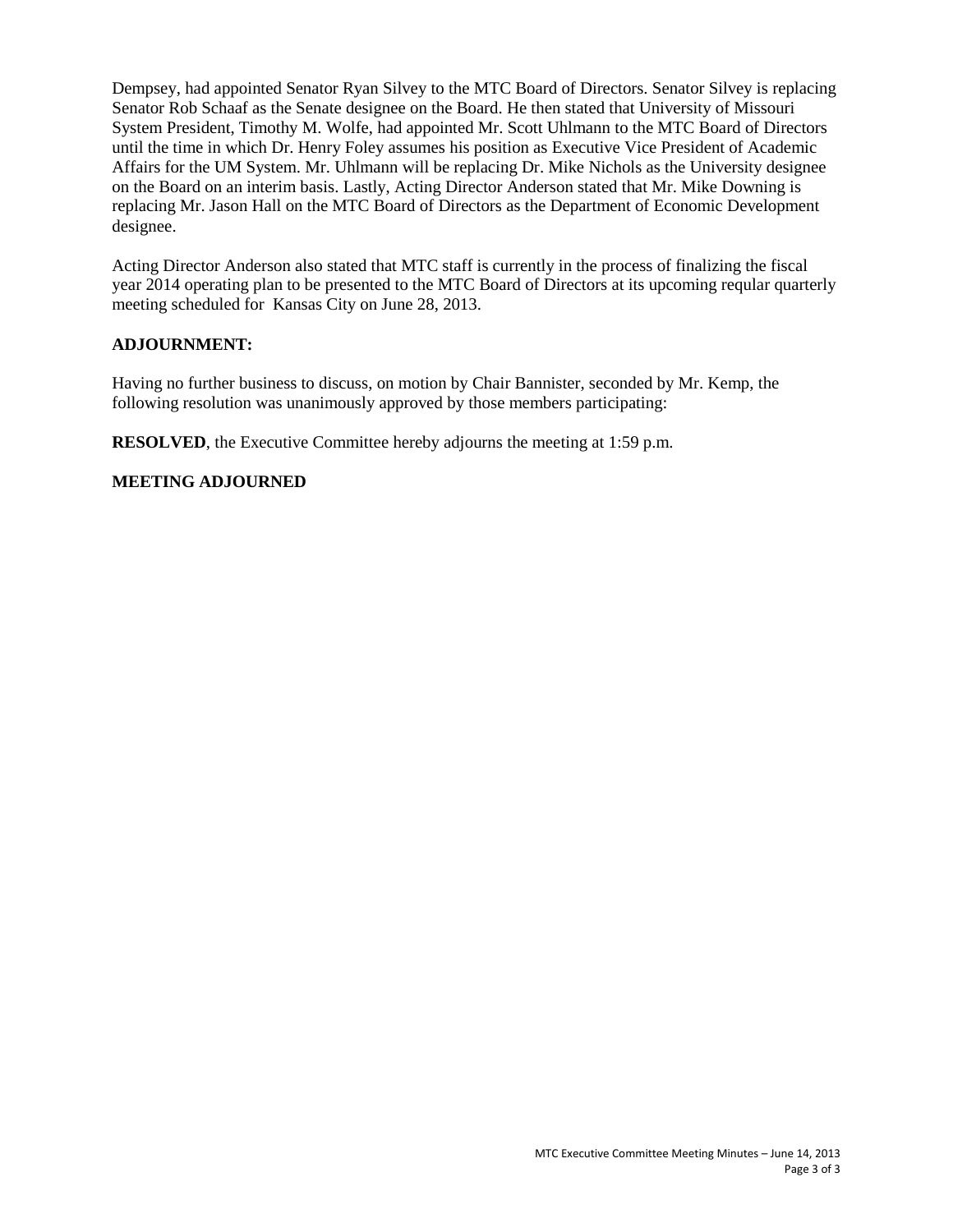Dempsey, had appointed Senator Ryan Silvey to the MTC Board of Directors. Senator Silvey is replacing Senator Rob Schaaf as the Senate designee on the Board. He then stated that University of Missouri System President, Timothy M. Wolfe, had appointed Mr. Scott Uhlmann to the MTC Board of Directors until the time in which Dr. Henry Foley assumes his position as Executive Vice President of Academic Affairs for the UM System. Mr. Uhlmann will be replacing Dr. Mike Nichols as the University designee on the Board on an interim basis. Lastly, Acting Director Anderson stated that Mr. Mike Downing is replacing Mr. Jason Hall on the MTC Board of Directors as the Department of Economic Development designee.

Acting Director Anderson also stated that MTC staff is currently in the process of finalizing the fiscal year 2014 operating plan to be presented to the MTC Board of Directors at its upcoming reqular quarterly meeting scheduled for Kansas City on June 28, 2013.

**ADJOURNMENT:**

Having no further business to discuss, on motion by Chair Bannister, seconded by Mr. Kemp, the following resolution was unanimously approved by those members participating:

**RESOLVED**, the Executive Committee hereby adjourns the meeting at 1:59 p.m.

**MEETING ADJOURNED**